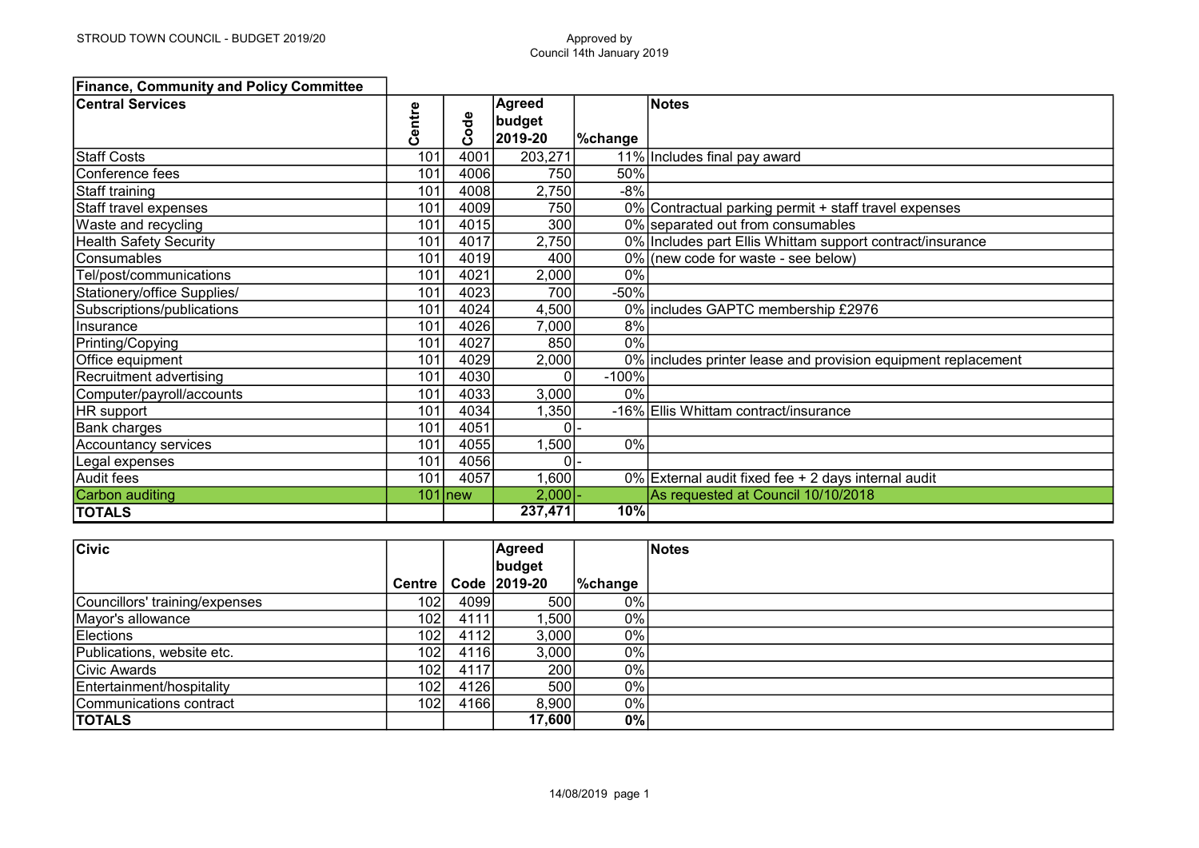STROUD TOWN COUNCIL - BUDGET 2019/20

Approved by Council 14th January 2019

## Finance, Community and Policy Committee

| Central Services | Centre | Code | Agreed budget 2019-20 | %change | Notes |
|---|---|---|---|---|---|
| Staff Costs | 101 | 4001 | 203,271 | 11% | Includes final pay award |
| Conference fees | 101 | 4006 | 750 | 50% | |
| Staff training | 101 | 4008 | 2,750 | -8% | |
| Staff travel expenses | 101 | 4009 | 750 | 0% | Contractual parking permit + staff travel expenses |
| Waste and recycling | 101 | 4015 | 300 | 0% | separated out from consumables |
| Health Safety Security | 101 | 4017 | 2,750 | 0% | Includes part Ellis Whittam support contract/insurance |
| Consumables | 101 | 4019 | 400 | 0% | (new code for waste - see below) |
| Tel/post/communications | 101 | 4021 | 2,000 | 0% | |
| Stationery/office Supplies/ | 101 | 4023 | 700 | -50% | |
| Subscriptions/publications | 101 | 4024 | 4,500 | 0% | includes GAPTC membership £2976 |
| Insurance | 101 | 4026 | 7,000 | 8% | |
| Printing/Copying | 101 | 4027 | 850 | 0% | |
| Office equipment | 101 | 4029 | 2,000 | 0% | includes printer lease and provision equipment replacement |
| Recruitment advertising | 101 | 4030 | 0 | -100% | |
| Computer/payroll/accounts | 101 | 4033 | 3,000 | 0% | |
| HR support | 101 | 4034 | 1,350 | -16% | Ellis Whittam contract/insurance |
| Bank charges | 101 | 4051 | 0 | - | |
| Accountancy services | 101 | 4055 | 1,500 | 0% | |
| Legal expenses | 101 | 4056 | 0 | - | |
| Audit fees | 101 | 4057 | 1,600 | 0% | External audit fixed fee + 2 days internal audit |
| Carbon auditing | 101 | new | 2,000 | - | As requested at Council 10/10/2018 |
| **TOTALS** | | | **237,471** | **10%** | |

| Civic | Centre | Code | Agreed budget 2019-20 | %change | Notes |
|---|---|---|---|---|---|
| Councillors' training/expenses | 102 | 4099 | 500 | 0% | |
| Mayor's allowance | 102 | 4111 | 1,500 | 0% | |
| Elections | 102 | 4112 | 3,000 | 0% | |
| Publications, website etc. | 102 | 4116 | 3,000 | 0% | |
| Civic Awards | 102 | 4117 | 200 | 0% | |
| Entertainment/hospitality | 102 | 4126 | 500 | 0% | |
| Communications contract | 102 | 4166 | 8,900 | 0% | |
| **TOTALS** | | | **17,600** | **0%** | |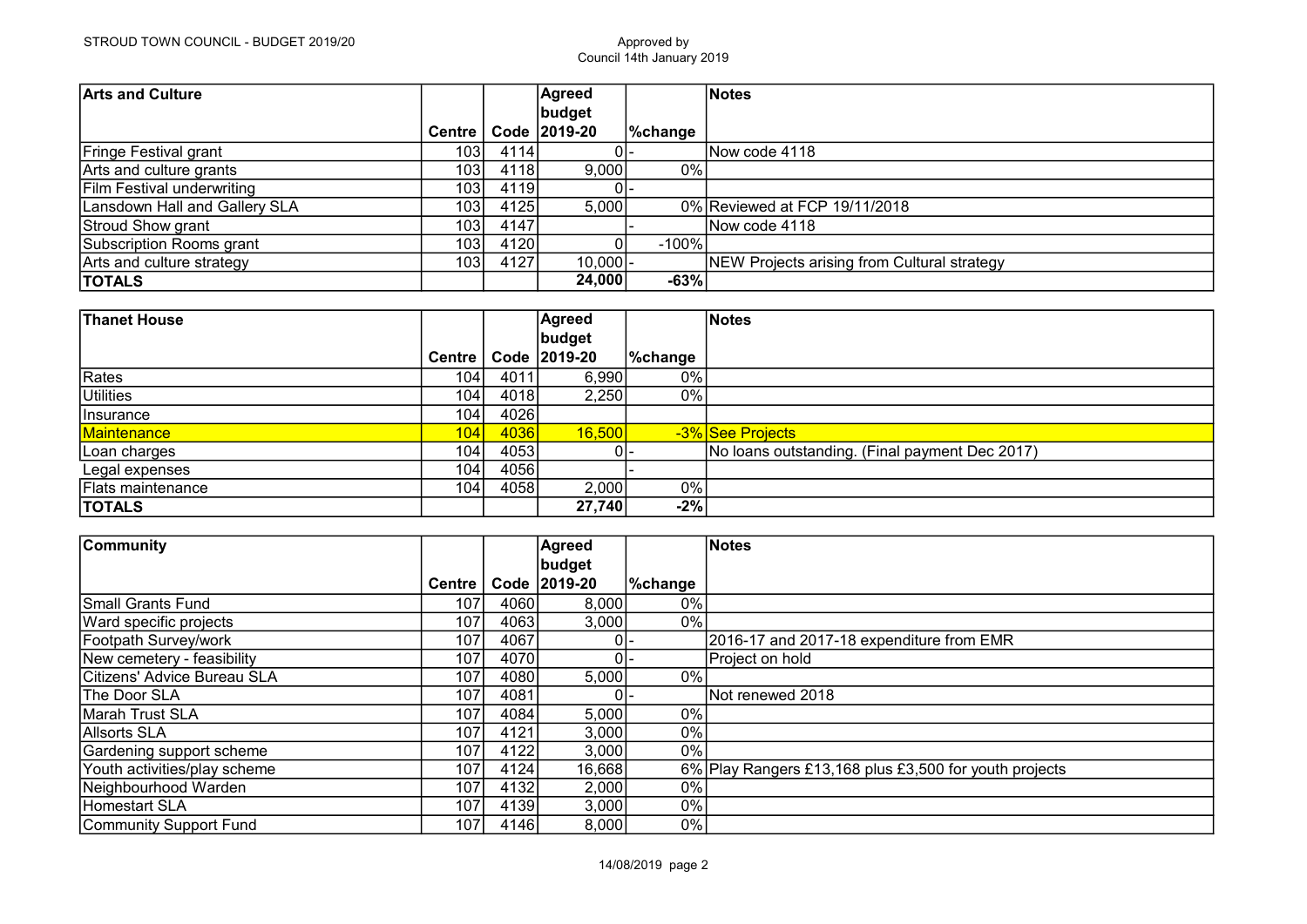STROUD TOWN COUNCIL - BUDGET 2019/20

Approved by
Council 14th January 2019

| Arts and Culture | Centre | Code | Agreed budget 2019-20 | %change | Notes |
|---|---|---|---|---|---|
| Fringe Festival grant | 103 | 4114 | 0 | - | Now code 4118 |
| Arts and culture grants | 103 | 4118 | 9,000 | 0% | |
| Film Festival underwriting | 103 | 4119 | 0 | - | |
| Lansdown Hall and Gallery SLA | 103 | 4125 | 5,000 | 0% | Reviewed at FCP 19/11/2018 |
| Stroud Show grant | 103 | 4147 | | - | Now code 4118 |
| Subscription Rooms grant | 103 | 4120 | 0 | -100% | |
| Arts and culture strategy | 103 | 4127 | 10,000 | - | NEW Projects arising from Cultural strategy |
| **TOTALS** | | | **24,000** | **-63%** | |

| Thanet House | Centre | Code | Agreed budget 2019-20 | %change | Notes |
|---|---|---|---|---|---|
| Rates | 104 | 4011 | 6,990 | 0% | |
| Utilities | 104 | 4018 | 2,250 | 0% | |
| Insurance | 104 | 4026 | | | |
| Maintenance | 104 | 4036 | 16,500 | -3% | See Projects |
| Loan charges | 104 | 4053 | 0 | - | No loans outstanding. (Final payment Dec 2017) |
| Legal expenses | 104 | 4056 | | - | |
| Flats maintenance | 104 | 4058 | 2,000 | 0% | |
| **TOTALS** | | | **27,740** | **-2%** | |

| Community | Centre | Code | Agreed budget 2019-20 | %change | Notes |
|---|---|---|---|---|---|
| Small Grants Fund | 107 | 4060 | 8,000 | 0% | |
| Ward specific projects | 107 | 4063 | 3,000 | 0% | |
| Footpath Survey/work | 107 | 4067 | 0 | - | 2016-17 and 2017-18 expenditure from EMR |
| New cemetery - feasibility | 107 | 4070 | 0 | - | Project on hold |
| Citizens' Advice Bureau SLA | 107 | 4080 | 5,000 | 0% | |
| The Door SLA | 107 | 4081 | 0 | - | Not renewed 2018 |
| Marah Trust SLA | 107 | 4084 | 5,000 | 0% | |
| Allsorts SLA | 107 | 4121 | 3,000 | 0% | |
| Gardening support scheme | 107 | 4122 | 3,000 | 0% | |
| Youth activities/play scheme | 107 | 4124 | 16,668 | 6% | Play Rangers £13,168 plus £3,500 for youth projects |
| Neighbourhood Warden | 107 | 4132 | 2,000 | 0% | |
| Homestart SLA | 107 | 4139 | 3,000 | 0% | |
| Community Support Fund | 107 | 4146 | 8,000 | 0% | |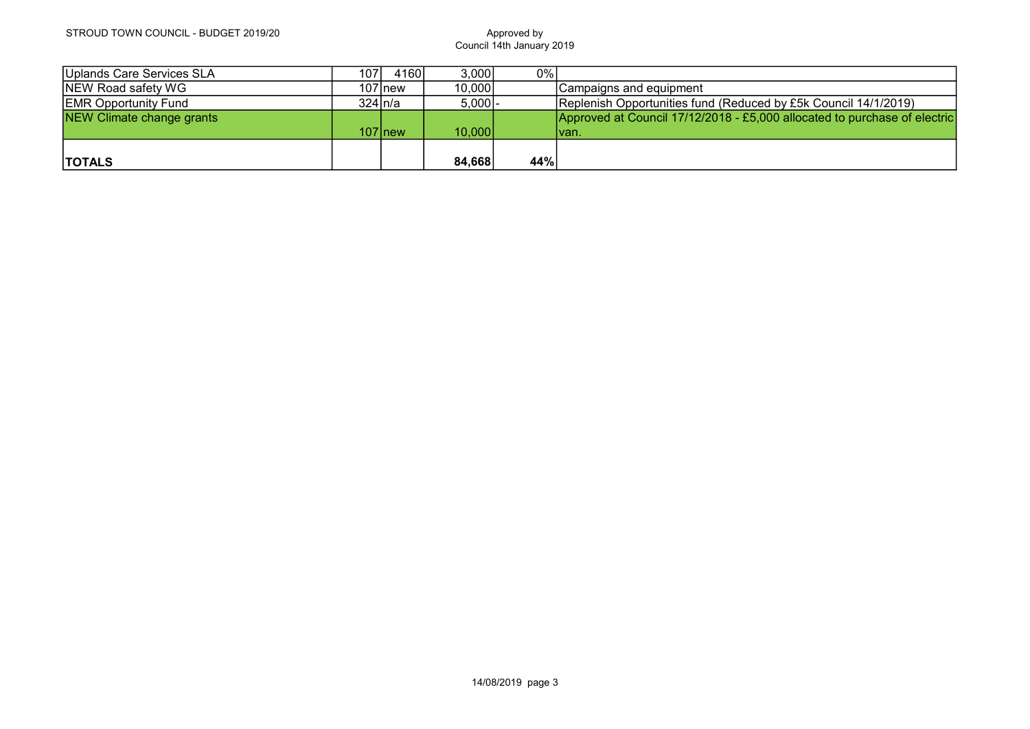| | | | | | |
|---|---|---|---|---|---|
| Uplands Care Services SLA | 107 | 4160 | 3,000 | 0% | |
| NEW Road safety WG | 107 | new | 10,000 | | Campaigns and equipment |
| EMR Opportunity Fund | 324 | n/a | 5,000 | - | Replenish Opportunities fund (Reduced by £5k Council 14/1/2019) |
| NEW Climate change grants | 107 | new | 10,000 | | Approved at Council 17/12/2018 - £5,000 allocated to purchase of electric van. |
| **TOTALS** | | | **84,668** | **44%** | |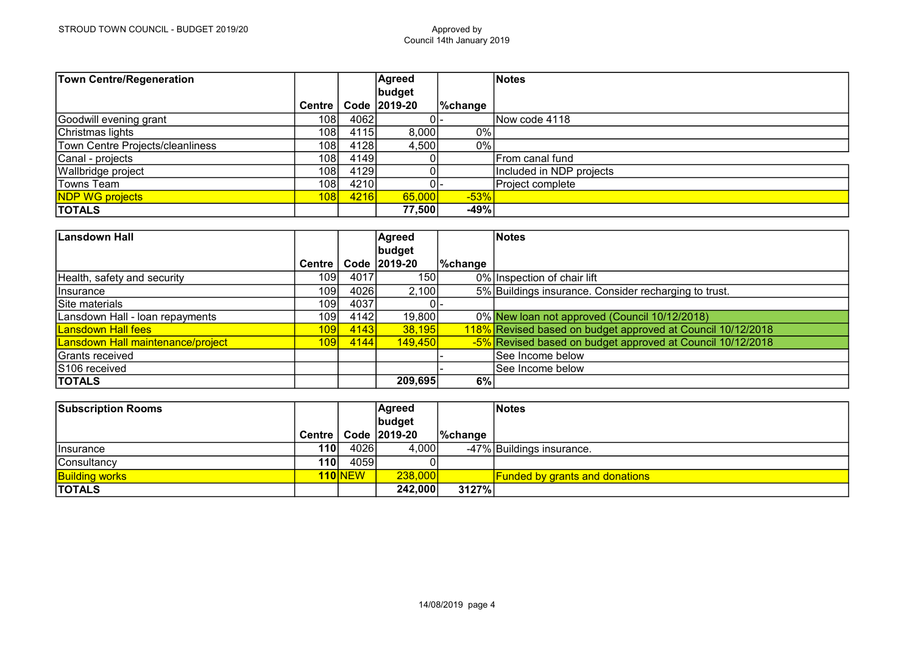STROUD TOWN COUNCIL - BUDGET 2019/20

Approved by Council 14th January 2019

| Town Centre/Regeneration | Centre | Code | Agreed budget 2019-20 | %change | Notes |
|---|---|---|---|---|---|
| Goodwill evening grant | 108 | 4062 | 0 | - | Now code 4118 |
| Christmas lights | 108 | 4115 | 8,000 | 0% | |
| Town Centre Projects/cleanliness | 108 | 4128 | 4,500 | 0% | |
| Canal - projects | 108 | 4149 | 0 | | From canal fund |
| Wallbridge project | 108 | 4129 | 0 | | Included in NDP projects |
| Towns Team | 108 | 4210 | 0 | - | Project complete |
| NDP WG projects | 108 | 4216 | 65,000 | -53% | |
| **TOTALS** | | | **77,500** | **-49%** | |

| Lansdown Hall | Centre | Code | Agreed budget 2019-20 | %change | Notes |
|---|---|---|---|---|---|
| Health, safety and security | 109 | 4017 | 150 | 0% | Inspection of chair lift |
| Insurance | 109 | 4026 | 2,100 | 5% | Buildings insurance. Consider recharging to trust. |
| Site materials | 109 | 4037 | 0 | - | |
| Lansdown Hall - loan repayments | 109 | 4142 | 19,800 | 0% | New loan not approved (Council 10/12/2018) |
| Lansdown Hall fees | 109 | 4143 | 38,195 | 118% | Revised based on budget approved at Council 10/12/2018 |
| Lansdown Hall maintenance/project | 109 | 4144 | 149,450 | -5% | Revised based on budget approved at Council 10/12/2018 |
| Grants received | | | | - | See Income below |
| S106 received | | | | - | See Income below |
| **TOTALS** | | | **209,695** | **6%** | |

| Subscription Rooms | Centre | Code | Agreed budget 2019-20 | %change | Notes |
|---|---|---|---|---|---|
| Insurance | **110** | 4026 | 4,000 | -47% | Buildings insurance. |
| Consultancy | **110** | 4059 | 0 | | |
| Building works | **110** | NEW | 238,000 | | Funded by grants and donations |
| **TOTALS** | | | **242,000** | **3127%** | |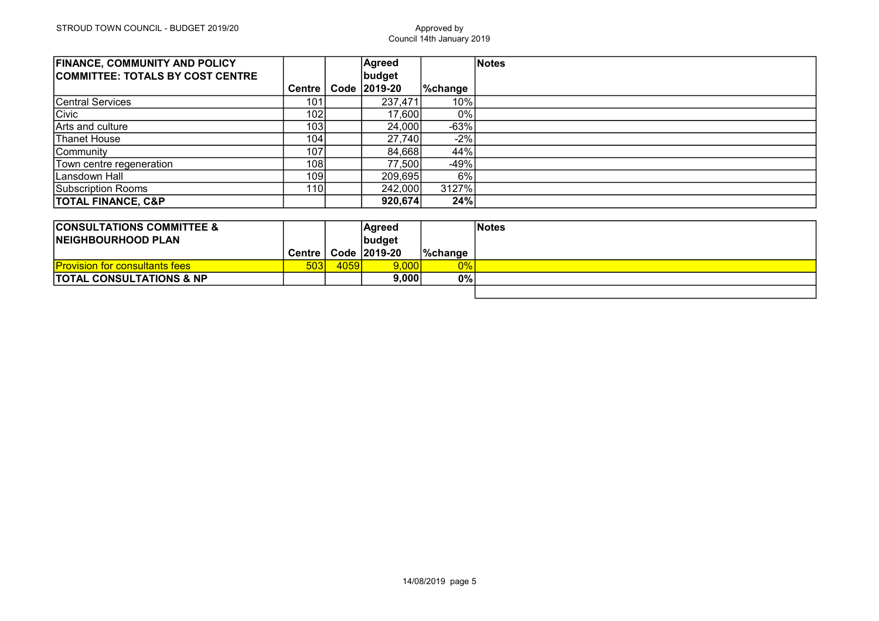STROUD TOWN COUNCIL - BUDGET 2019/20

Approved by Council 14th January 2019

| FINANCE, COMMUNITY AND POLICY COMMITTEE: TOTALS BY COST CENTRE | Centre | Code | Agreed budget 2019-20 | %change | Notes |
|---|---|---|---|---|---|
| Central Services | 101 | | 237,471 | 10% | |
| Civic | 102 | | 17,600 | 0% | |
| Arts and culture | 103 | | 24,000 | -63% | |
| Thanet House | 104 | | 27,740 | -2% | |
| Community | 107 | | 84,668 | 44% | |
| Town centre regeneration | 108 | | 77,500 | -49% | |
| Lansdown Hall | 109 | | 209,695 | 6% | |
| Subscription Rooms | 110 | | 242,000 | 3127% | |
| **TOTAL FINANCE, C&P** | | | **920,674** | **24%** | |

| CONSULTATIONS COMMITTEE & NEIGHBOURHOOD PLAN | Centre | Code | Agreed budget 2019-20 | %change | Notes |
|---|---|---|---|---|---|
| Provision for consultants fees | 503 | 4059 | 9,000 | 0% | |
| **TOTAL CONSULTATIONS & NP** | | | **9,000** | **0%** | |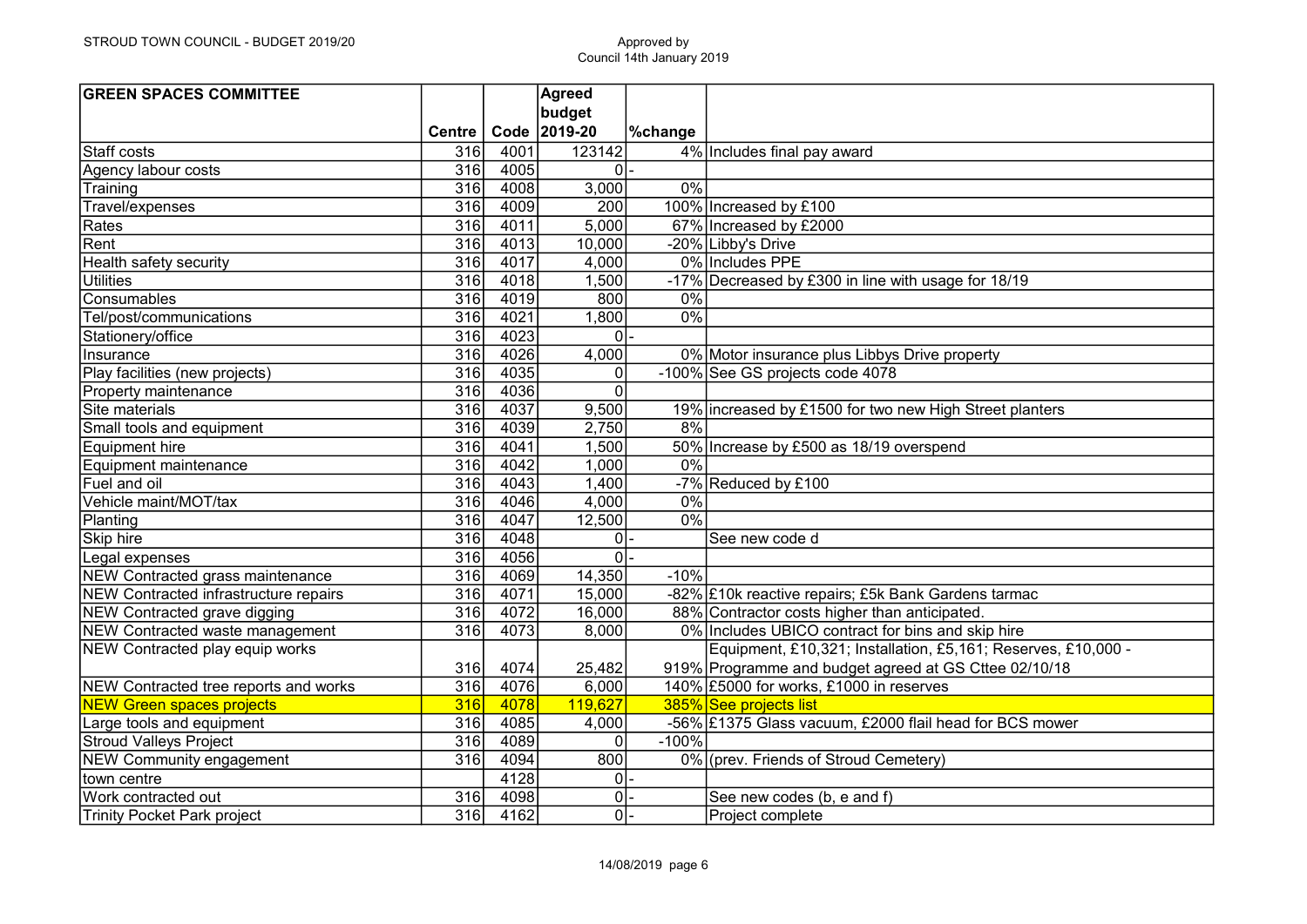STROUD TOWN COUNCIL - BUDGET 2019/20

Approved by Council 14th January 2019

| GREEN SPACES COMMITTEE | Centre | Code | Agreed budget 2019-20 | %change | |
|---|---|---|---|---|---|
| Staff costs | 316 | 4001 | 123142 | 4% | Includes final pay award |
| Agency labour costs | 316 | 4005 | 0 | - | |
| Training | 316 | 4008 | 3,000 | 0% | |
| Travel/expenses | 316 | 4009 | 200 | 100% | Increased by £100 |
| Rates | 316 | 4011 | 5,000 | 67% | Increased by £2000 |
| Rent | 316 | 4013 | 10,000 | -20% | Libby's Drive |
| Health safety security | 316 | 4017 | 4,000 | 0% | Includes PPE |
| Utilities | 316 | 4018 | 1,500 | -17% | Decreased by £300 in line with usage for 18/19 |
| Consumables | 316 | 4019 | 800 | 0% | |
| Tel/post/communications | 316 | 4021 | 1,800 | 0% | |
| Stationery/office | 316 | 4023 | 0 | - | |
| Insurance | 316 | 4026 | 4,000 | 0% | Motor insurance plus Libbys Drive property |
| Play facilities (new projects) | 316 | 4035 | 0 | -100% | See GS projects code 4078 |
| Property maintenance | 316 | 4036 | 0 | | |
| Site materials | 316 | 4037 | 9,500 | 19% | increased by £1500 for two new High Street planters |
| Small tools and equipment | 316 | 4039 | 2,750 | 8% | |
| Equipment hire | 316 | 4041 | 1,500 | 50% | Increase by £500 as 18/19 overspend |
| Equipment maintenance | 316 | 4042 | 1,000 | 0% | |
| Fuel and oil | 316 | 4043 | 1,400 | -7% | Reduced by £100 |
| Vehicle maint/MOT/tax | 316 | 4046 | 4,000 | 0% | |
| Planting | 316 | 4047 | 12,500 | 0% | |
| Skip hire | 316 | 4048 | 0 | - | See new code d |
| Legal expenses | 316 | 4056 | 0 | - | |
| NEW Contracted grass maintenance | 316 | 4069 | 14,350 | -10% | |
| NEW Contracted infrastructure repairs | 316 | 4071 | 15,000 | -82% | £10k reactive repairs; £5k Bank Gardens tarmac |
| NEW Contracted grave digging | 316 | 4072 | 16,000 | 88% | Contractor costs higher than anticipated. |
| NEW Contracted waste management | 316 | 4073 | 8,000 | 0% | Includes UBICO contract for bins and skip hire |
| NEW Contracted play equip works | 316 | 4074 | 25,482 | 919% | Equipment, £10,321; Installation, £5,161; Reserves, £10,000 - Programme and budget agreed at GS Cttee 02/10/18 |
| NEW Contracted tree reports and works | 316 | 4076 | 6,000 | 140% | £5000 for works, £1000 in reserves |
| NEW Green spaces projects | 316 | 4078 | 119,627 | 385% | See projects list |
| Large tools and equipment | 316 | 4085 | 4,000 | -56% | £1375 Glass vacuum, £2000 flail head for BCS mower |
| Stroud Valleys Project | 316 | 4089 | 0 | -100% | |
| NEW Community engagement | 316 | 4094 | 800 | 0% | (prev. Friends of Stroud Cemetery) |
| town centre | | 4128 | 0 | - | |
| Work contracted out | 316 | 4098 | 0 | - | See new codes (b, e and f) |
| Trinity Pocket Park project | 316 | 4162 | 0 | - | Project complete |

14/08/2019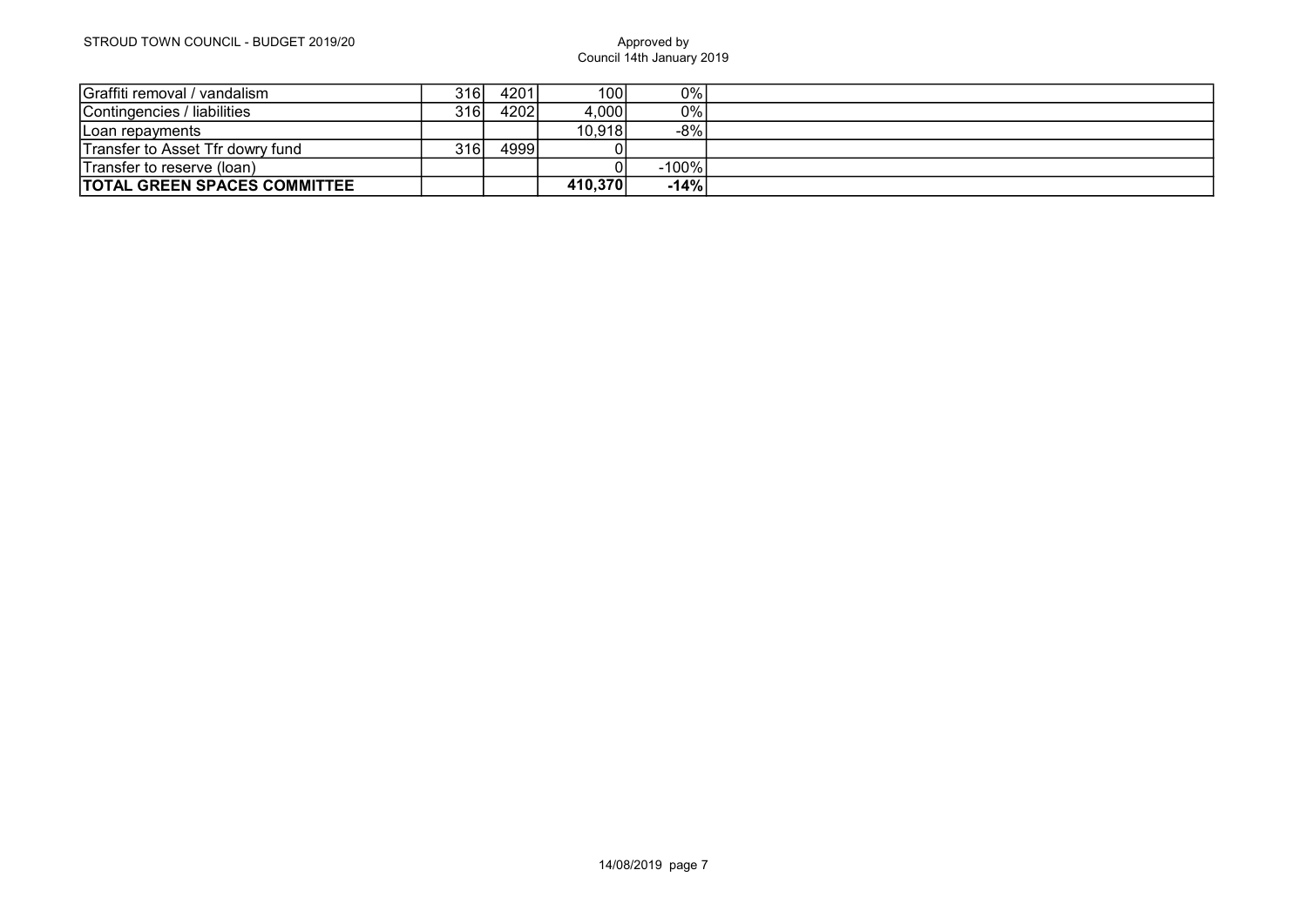| | | | | | |
|---|---|---|---|---|---|
| Graffiti removal / vandalism | 316 | 4201 | 100 | 0% | |
| Contingencies / liabilities | 316 | 4202 | 4,000 | 0% | |
| Loan repayments | | | 10,918 | -8% | |
| Transfer to Asset Tfr dowry fund | 316 | 4999 | 0 | | |
| Transfer to reserve (loan) | | | 0 | -100% | |
| **TOTAL GREEN SPACES COMMITTEE** | | | **410,370** | **-14%** | |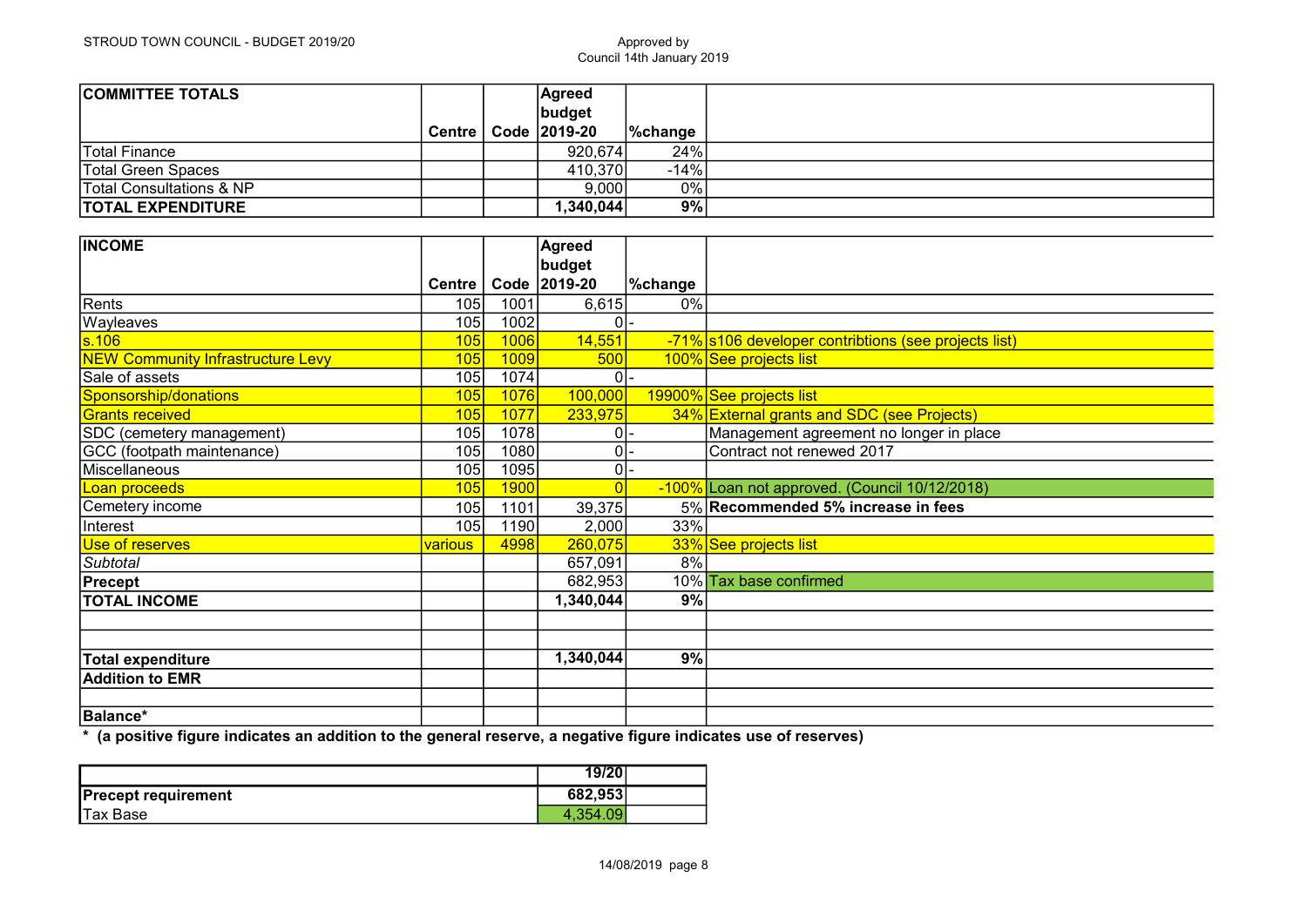STROUD TOWN COUNCIL - BUDGET 2019/20

Approved by Council 14th January 2019

| COMMITTEE TOTALS | Centre | Code | Agreed budget 2019-20 | %change | |
|---|---|---|---|---|---|
| Total Finance | | | 920,674 | 24% | |
| Total Green Spaces | | | 410,370 | -14% | |
| Total Consultations & NP | | | 9,000 | 0% | |
| **TOTAL EXPENDITURE** | | | **1,340,044** | **9%** | |

| INCOME | Centre | Code | Agreed budget 2019-20 | %change | |
|---|---|---|---|---|---|
| Rents | 105 | 1001 | 6,615 | 0% | |
| Wayleaves | 105 | 1002 | 0 | - | |
| s.106 | 105 | 1006 | 14,551 | -71% | s106 developer contribtions (see projects list) |
| NEW Community Infrastructure Levy | 105 | 1009 | 500 | 100% | See projects list |
| Sale of assets | 105 | 1074 | 0 | - | |
| Sponsorship/donations | 105 | 1076 | 100,000 | 19900% | See projects list |
| Grants received | 105 | 1077 | 233,975 | 34% | External grants and SDC (see Projects) |
| SDC (cemetery management) | 105 | 1078 | 0 | - | Management agreement no longer in place |
| GCC (footpath maintenance) | 105 | 1080 | 0 | - | Contract not renewed 2017 |
| Miscellaneous | 105 | 1095 | 0 | - | |
| Loan proceeds | 105 | 1900 | 0 | -100% | Loan not approved. (Council 10/12/2018) |
| Cemetery income | 105 | 1101 | 39,375 | 5% | **Recommended 5% increase in fees** |
| Interest | 105 | 1190 | 2,000 | 33% | |
| Use of reserves | various | 4998 | 260,075 | 33% | See projects list |
| *Subtotal* | | | 657,091 | 8% | |
| **Precept** | | | 682,953 | 10% | Tax base confirmed |
| **TOTAL INCOME** | | | **1,340,044** | **9%** | |
| | | | | | |
| | | | | | |
| **Total expenditure** | | | **1,340,044** | **9%** | |
| **Addition to EMR** | | | | | |
| | | | | | |
| **Balance*** | | | | | |

**\* (a positive figure indicates an addition to the general reserve, a negative figure indicates use of reserves)**

| | 19/20 | |
|---|---|---|
| **Precept requirement** | **682,953** | |
| Tax Base | 4,354.09 | |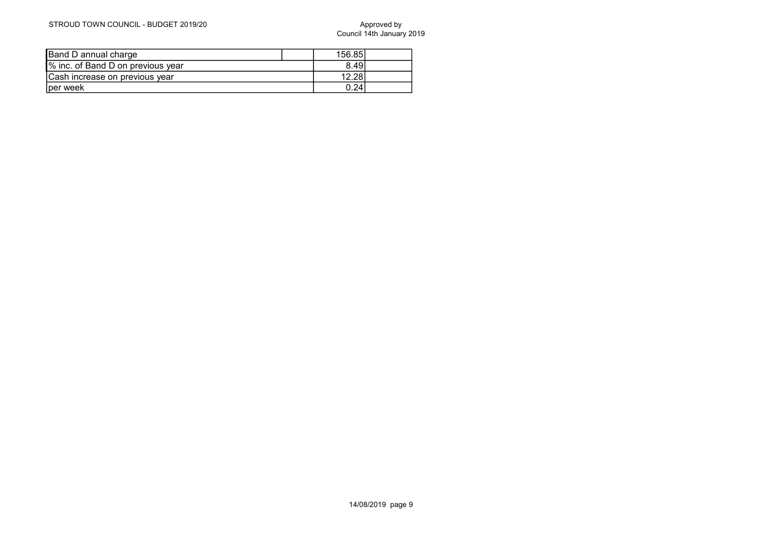STROUD TOWN COUNCIL - BUDGET 2019/20

Approved by Council 14th January 2019

| | | | |
|---|---|---|---|
| Band D annual charge | | 156.85 | |
| % inc. of Band D on previous year | | 8.49 | |
| Cash increase on previous year | | 12.28 | |
| per week | | 0.24 | |

14/08/2019